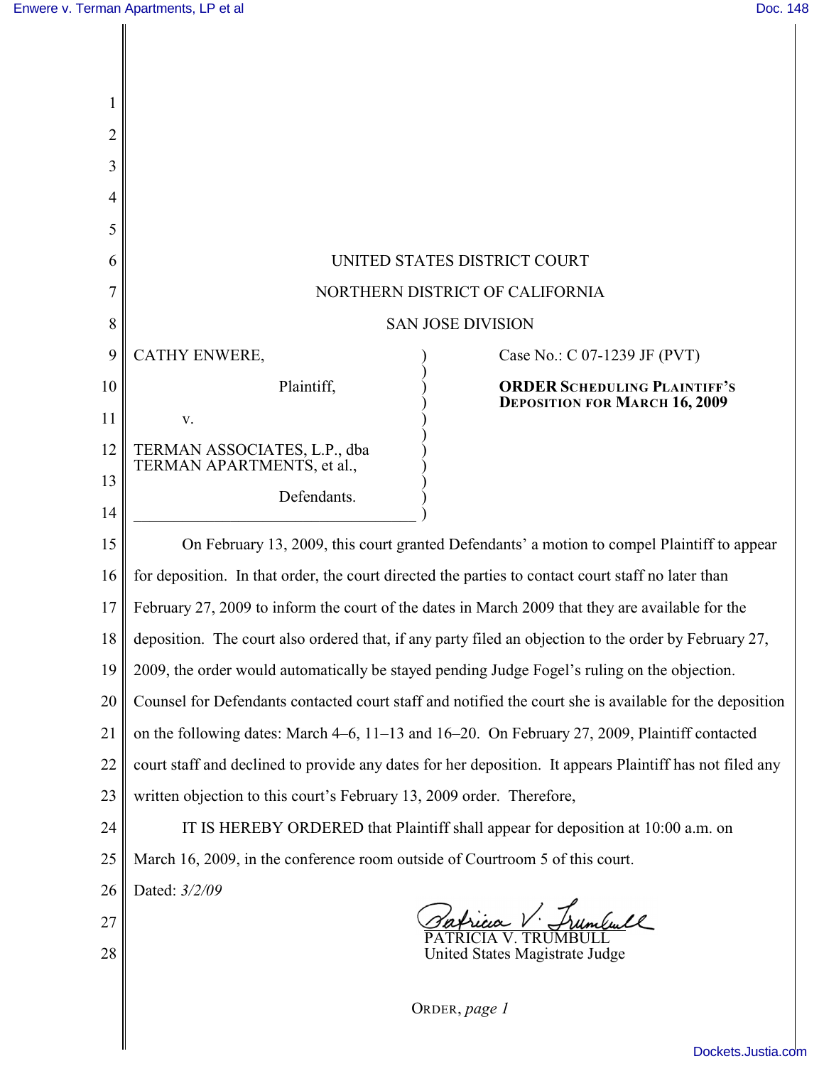UNITED STATES DISTRICT COURT

NORTHERN DISTRICT OF CALIFORNIA

SAN JOSE DIVISION

CATHY ENWERE,

Plaintiff,

v.

TERMAN ASSOCIATES, L.P., dba TERMAN APARTMENTS, et al.,

Defendants.

Case No.: C 07-1239 JF (PVT)

**ORDER SCHEDULING PLAINTIFF'S DEPOSITION FOR MARCH 16, 2009**

On February 13, 2009, this court granted Defendants' a motion to compel Plaintiff to appear for deposition. In that order, the court directed the parties to contact court staff no later than February 27, 2009 to inform the court of the dates in March 2009 that they are available for the deposition. The court also ordered that, if any party filed an objection to the order by February 27, 2009, the order would automatically be stayed pending Judge Fogel's ruling on the objection. Counsel for Defendants contacted court staff and notified the court she is available for the deposition on the following dates: March 4–6, 11–13 and 16–20. On February 27, 2009, Plaintiff contacted court staff and declined to provide any dates for her deposition. It appears Plaintiff has not filed any written objection to this court's February 13, 2009 order. Therefore,

IT IS HEREBY ORDERED that Plaintiff shall appear for deposition at 10:00 a.m. on March 16, 2009, in the conference room outside of Courtroom 5 of this court.

Dated: *3/2/09*

PATRICIA V. TRUMBULL
United States Magistrate Judge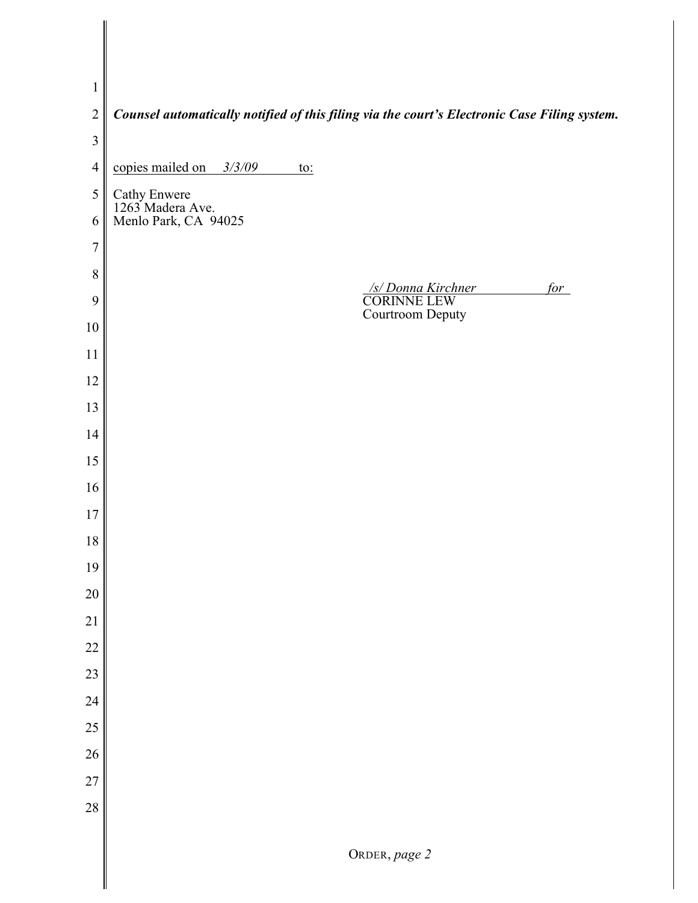***Counsel automatically notified of this filing via the court's Electronic Case Filing system.***

copies mailed on *3/3/09* to:

Cathy Enwere
1263 Madera Ave.
Menlo Park, CA 94025

*/s/ Donna Kirchner* *for*
CORINNE LEW
Courtroom Deputy